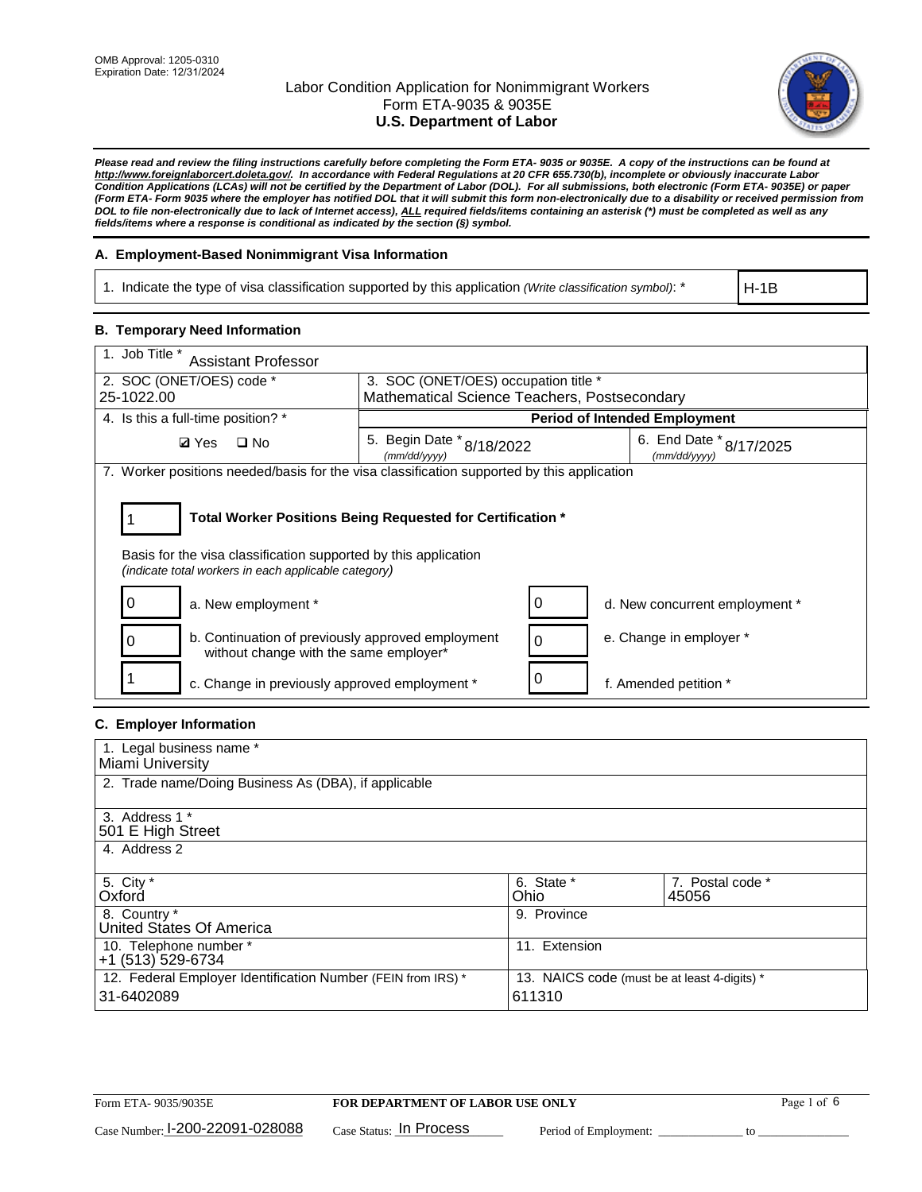OMB Approval: 1205-0310
Expiration Date: 12/31/2024

# Labor Condition Application for Nonimmigrant Workers
## Form ETA-9035 & 9035E
## U.S. Department of Labor

***Please read and review the filing instructions carefully before completing the Form ETA- 9035 or 9035E. A copy of the instructions can be found at http://www.foreignlaborcert.doleta.gov/. In accordance with Federal Regulations at 20 CFR 655.730(b), incomplete or obviously inaccurate Labor Condition Applications (LCAs) will not be certified by the Department of Labor (DOL). For all submissions, both electronic (Form ETA- 9035E) or paper (Form ETA- Form 9035 where the employer has notified DOL that it will submit this form non-electronically due to a disability or received permission from DOL to file non-electronically due to lack of Internet access), ALL required fields/items containing an asterisk (*) must be completed as well as any fields/items where a response is conditional as indicated by the section (§) symbol.***

### A. Employment-Based Nonimmigrant Visa Information

| 1. Indicate the type of visa classification supported by this application *(Write classification symbol)*: * | H-1B |
|---|---|

### B. Temporary Need Information

| 1. Job Title * Assistant Professor | | |
|---|---|---|
| 2. SOC (ONET/OES) code * 25-1022.00 | 3. SOC (ONET/OES) occupation title * Mathematical Science Teachers, Postsecondary | |
| 4. Is this a full-time position? * | Period of Intended Employment | |
| ☑ Yes ☐ No | 5. Begin Date * (mm/dd/yyyy) 8/18/2022 | 6. End Date * (mm/dd/yyyy) 8/17/2025 |

7. Worker positions needed/basis for the visa classification supported by this application

**1** — **Total Worker Positions Being Requested for Certification ***

Basis for the visa classification supported by this application
*(indicate total workers in each applicable category)*

| Count | Category | Count | Category |
|---|---|---|---|
| 0 | a. New employment * | 0 | d. New concurrent employment * |
| 0 | b. Continuation of previously approved employment without change with the same employer* | 0 | e. Change in employer * |
| 1 | c. Change in previously approved employment * | 0 | f. Amended petition * |

### C. Employer Information

| 1. Legal business name * Miami University | | |
|---|---|---|
| 2. Trade name/Doing Business As (DBA), if applicable | | |
| 3. Address 1 * 501 E High Street | | |
| 4. Address 2 | | |
| 5. City * Oxford | 6. State * Ohio | 7. Postal code * 45056 |
| 8. Country * United States Of America | 9. Province | |
| 10. Telephone number * +1 (513) 529-6734 | 11. Extension | |
| 12. Federal Employer Identification Number (FEIN from IRS) * 31-6402089 | 13. NAICS code (must be at least 4-digits) * 611310 | |

Form ETA- 9035/9035E — **FOR DEPARTMENT OF LABOR USE ONLY**

Case Number: I-200-22091-028088  Case Status: In Process  Period of Employment: ______________ to ______________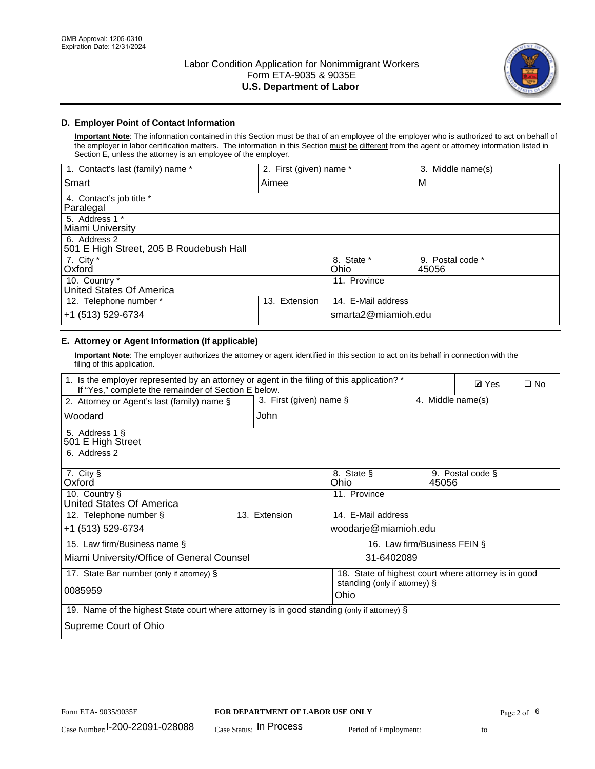## D. Employer Point of Contact Information

**Important Note**: The information contained in this Section must be that of an employee of the employer who is authorized to act on behalf of the employer in labor certification matters. The information in this Section must be different from the agent or attorney information listed in Section E, unless the attorney is an employee of the employer.

| 1. Contact's last (family) name * | 2. First (given) name * | 3. Middle name(s) |
|---|---|---|
| Smart | Aimee | M |
| 4. Contact's job title * Paralegal | | |
| 5. Address 1 * Miami University | | |
| 6. Address 2 501 E High Street, 205 B Roudebush Hall | | |
| 7. City * Oxford | 8. State * Ohio | 9. Postal code * 45056 |
| 10. Country * United States Of America | 11. Province | |
| 12. Telephone number * +1 (513) 529-6734 | 13. Extension | 14. E-Mail address smarta2@miamioh.edu |

## E. Attorney or Agent Information (If applicable)

**Important Note**: The employer authorizes the attorney or agent identified in this section to act on its behalf in connection with the filing of this application.

| 1. Is the employer represented by an attorney or agent in the filing of this application? * If "Yes," complete the remainder of Section E below. | | ☑ Yes ☐ No |
|---|---|---|
| 2. Attorney or Agent's last (family) name § Woodard | 3. First (given) name § John | 4. Middle name(s) |
| 5. Address 1 § 501 E High Street | | |
| 6. Address 2 | | |
| 7. City § Oxford | 8. State § Ohio | 9. Postal code § 45056 |
| 10. Country § United States Of America | 11. Province | |
| 12. Telephone number § +1 (513) 529-6734 | 13. Extension | 14. E-Mail address woodarje@miamioh.edu |
| 15. Law firm/Business name § Miami University/Office of General Counsel | | 16. Law firm/Business FEIN § 31-6402089 |
| 17. State Bar number (only if attorney) § 0085959 | | 18. State of highest court where attorney is in good standing (only if attorney) § Ohio |
| 19. Name of the highest State court where attorney is in good standing (only if attorney) § Supreme Court of Ohio | | |

Form ETA- 9035/9035E — FOR DEPARTMENT OF LABOR USE ONLY

Case Number: I-200-22091-028088 Case Status: In Process Period of Employment: _____________ to _______________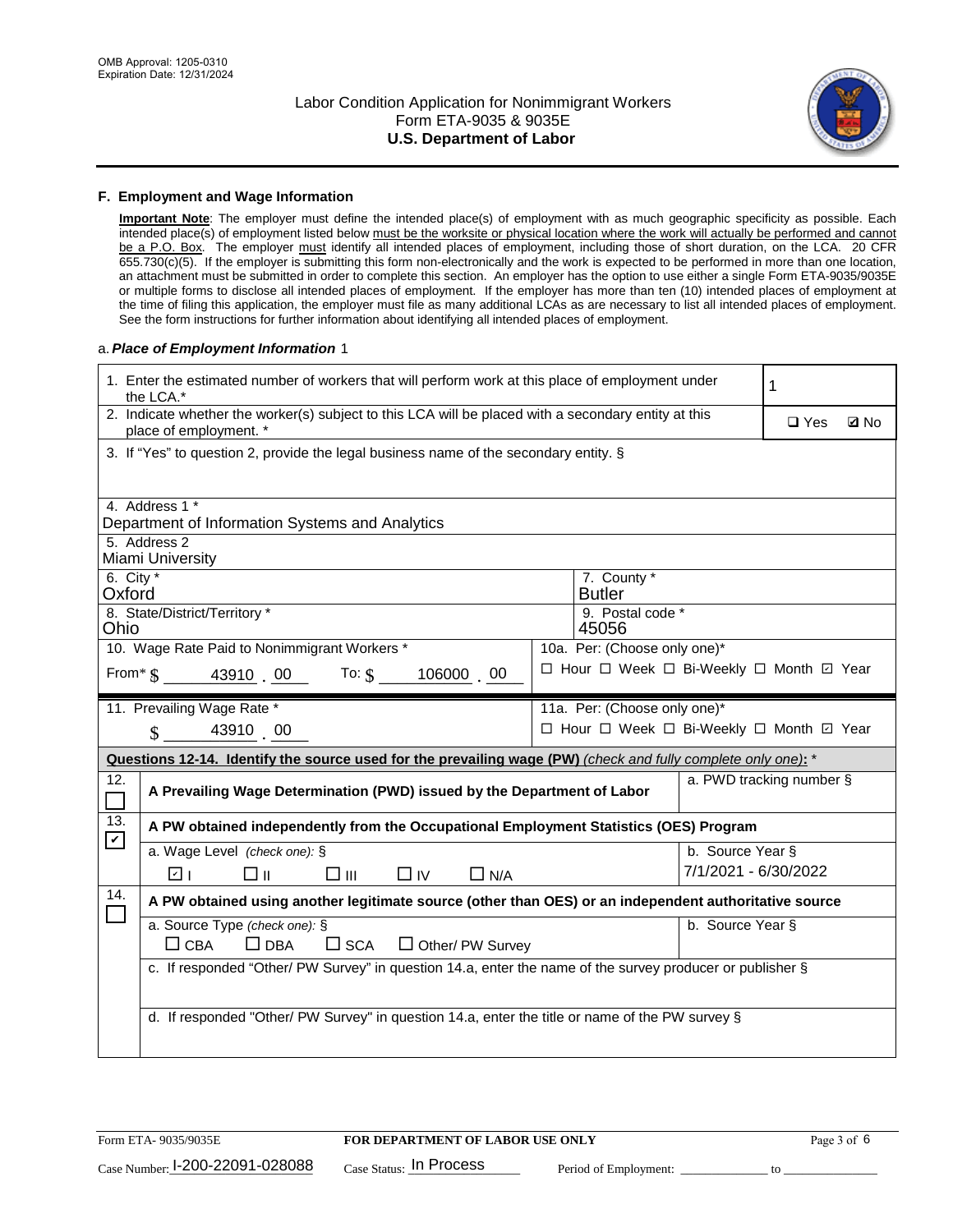## F. Employment and Wage Information

**Important Note**: The employer must define the intended place(s) of employment with as much geographic specificity as possible. Each intended place(s) of employment listed below must be the worksite or physical location where the work will actually be performed and cannot be a P.O. Box. The employer must identify all intended places of employment, including those of short duration, on the LCA. 20 CFR 655.730(c)(5). If the employer is submitting this form non-electronically and the work is expected to be performed in more than one location, an attachment must be submitted in order to complete this section. An employer has the option to use either a single Form ETA-9035/9035E or multiple forms to disclose all intended places of employment. If the employer has more than ten (10) intended places of employment at the time of filing this application, the employer must file as many additional LCAs as are necessary to list all intended places of employment. See the form instructions for further information about identifying all intended places of employment.

a. ***Place of Employment Information*** 1

| | |
|---|---|
| 1. Enter the estimated number of workers that will perform work at this place of employment under the LCA.* | 1 |
| 2. Indicate whether the worker(s) subject to this LCA will be placed with a secondary entity at this place of employment. * | ☐ Yes ☑ No |
| 3. If "Yes" to question 2, provide the legal business name of the secondary entity. § | |
| 4. Address 1 * Department of Information Systems and Analytics | |
| 5. Address 2 Miami University | |
| 6. City * Oxford | 7. County * Butler |
| 8. State/District/Territory * Ohio | 9. Postal code * 45056 |
| 10. Wage Rate Paid to Nonimmigrant Workers * From* $ 43910 . 00 To: $ 106000 . 00 | 10a. Per: (Choose only one)* ☐ Hour ☐ Week ☐ Bi-Weekly ☐ Month ☑ Year |
| 11. Prevailing Wage Rate * $ 43910 . 00 | 11a. Per: (Choose only one)* ☐ Hour ☐ Week ☐ Bi-Weekly ☐ Month ☑ Year |

**Questions 12-14. Identify the source used for the prevailing wage (PW)** *(check and fully complete only one)*: *

| | | |
|---|---|---|
| 12. ☐ | **A Prevailing Wage Determination (PWD) issued by the Department of Labor** | a. PWD tracking number § |
| 13. ☑ | **A PW obtained independently from the Occupational Employment Statistics (OES) Program** | |
| | a. Wage Level *(check one)*: § ☑ I ☐ II ☐ III ☐ IV ☐ N/A | b. Source Year § 7/1/2021 - 6/30/2022 |
| 14. ☐ | **A PW obtained using another legitimate source (other than OES) or an independent authoritative source** | |
| | a. Source Type *(check one)*: § ☐ CBA ☐ DBA ☐ SCA ☐ Other/ PW Survey | b. Source Year § |
| | c. If responded "Other/ PW Survey" in question 14.a, enter the name of the survey producer or publisher § | |
| | d. If responded "Other/ PW Survey" in question 14.a, enter the title or name of the PW survey § | |

Form ETA- 9035/9035E | **FOR DEPARTMENT OF LABOR USE ONLY**

Case Number: I-200-22091-028088 Case Status: In Process Period of Employment: ______________ to ______________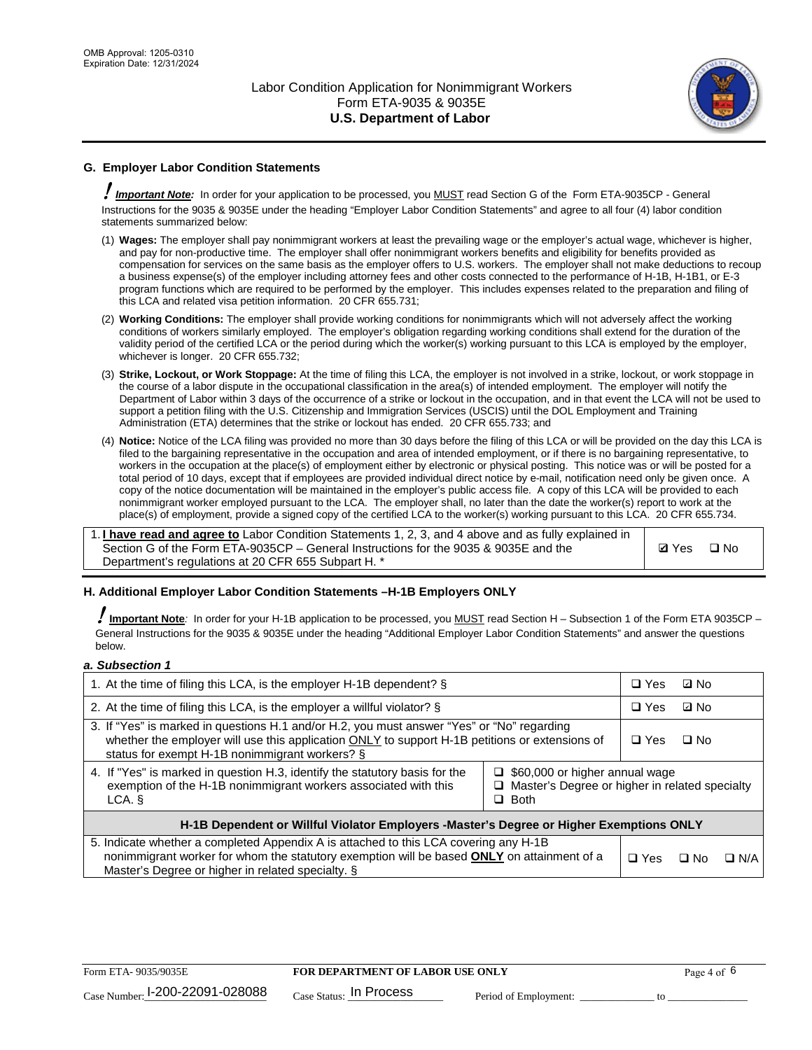## G. Employer Labor Condition Statements

**! Important Note:** In order for your application to be processed, you MUST read Section G of the Form ETA-9035CP - General Instructions for the 9035 & 9035E under the heading "Employer Labor Condition Statements" and agree to all four (4) labor condition statements summarized below:

(1) **Wages:** The employer shall pay nonimmigrant workers at least the prevailing wage or the employer's actual wage, whichever is higher, and pay for non-productive time. The employer shall offer nonimmigrant workers benefits and eligibility for benefits provided as compensation for services on the same basis as the employer offers to U.S. workers. The employer shall not make deductions to recoup a business expense(s) of the employer including attorney fees and other costs connected to the performance of H-1B, H-1B1, or E-3 program functions which are required to be performed by the employer. This includes expenses related to the preparation and filing of this LCA and related visa petition information. 20 CFR 655.731;

(2) **Working Conditions:** The employer shall provide working conditions for nonimmigrants which will not adversely affect the working conditions of workers similarly employed. The employer's obligation regarding working conditions shall extend for the duration of the validity period of the certified LCA or the period during which the worker(s) working pursuant to this LCA is employed by the employer, whichever is longer. 20 CFR 655.732;

(3) **Strike, Lockout, or Work Stoppage:** At the time of filing this LCA, the employer is not involved in a strike, lockout, or work stoppage in the course of a labor dispute in the occupational classification in the area(s) of intended employment. The employer will notify the Department of Labor within 3 days of the occurrence of a strike or lockout in the occupation, and in that event the LCA will not be used to support a petition filing with the U.S. Citizenship and Immigration Services (USCIS) until the DOL Employment and Training Administration (ETA) determines that the strike or lockout has ended. 20 CFR 655.733; and

(4) **Notice:** Notice of the LCA filing was provided no more than 30 days before the filing of this LCA or will be provided on the day this LCA is filed to the bargaining representative in the occupation and area of intended employment, or if there is no bargaining representative, to workers in the occupation at the place(s) of employment either by electronic or physical posting. This notice was or will be posted for a total period of 10 days, except that if employees are provided individual direct notice by e-mail, notification need only be given once. A copy of the notice documentation will be maintained in the employer's public access file. A copy of this LCA will be provided to each nonimmigrant worker employed pursuant to the LCA. The employer shall, no later than the date the worker(s) report to work at the place(s) of employment, provide a signed copy of the certified LCA to the worker(s) working pursuant to this LCA. 20 CFR 655.734.

| | |
|---|---|
| 1. **I have read and agree to** Labor Condition Statements 1, 2, 3, and 4 above and as fully explained in Section G of the Form ETA-9035CP – General Instructions for the 9035 & 9035E and the Department's regulations at 20 CFR 655 Subpart H. * | ☑ Yes ☐ No |

## H. Additional Employer Labor Condition Statements –H-1B Employers ONLY

**! Important Note:** In order for your H-1B application to be processed, you MUST read Section H – Subsection 1 of the Form ETA 9035CP – General Instructions for the 9035 & 9035E under the heading "Additional Employer Labor Condition Statements" and answer the questions below.

***a. Subsection 1***

| | | |
|---|---|---|
| 1. At the time of filing this LCA, is the employer H-1B dependent? § | | ☐ Yes ☑ No |
| 2. At the time of filing this LCA, is the employer a willful violator? § | | ☐ Yes ☑ No |
| 3. If "Yes" is marked in questions H.1 and/or H.2, you must answer "Yes" or "No" regarding whether the employer will use this application ONLY to support H-1B petitions or extensions of status for exempt H-1B nonimmigrant workers? § | | ☐ Yes ☐ No |
| 4. If "Yes" is marked in question H.3, identify the statutory basis for the exemption of the H-1B nonimmigrant workers associated with this LCA. § | ☐ $60,000 or higher annual wage<br>☐ Master's Degree or higher in related specialty<br>☐ Both | |
| **H-1B Dependent or Willful Violator Employers -Master's Degree or Higher Exemptions ONLY** | | |
| 5. Indicate whether a completed Appendix A is attached to this LCA covering any H-1B nonimmigrant worker for whom the statutory exemption will be based **ONLY** on attainment of a Master's Degree or higher in related specialty. § | | ☐ Yes ☐ No ☐ N/A |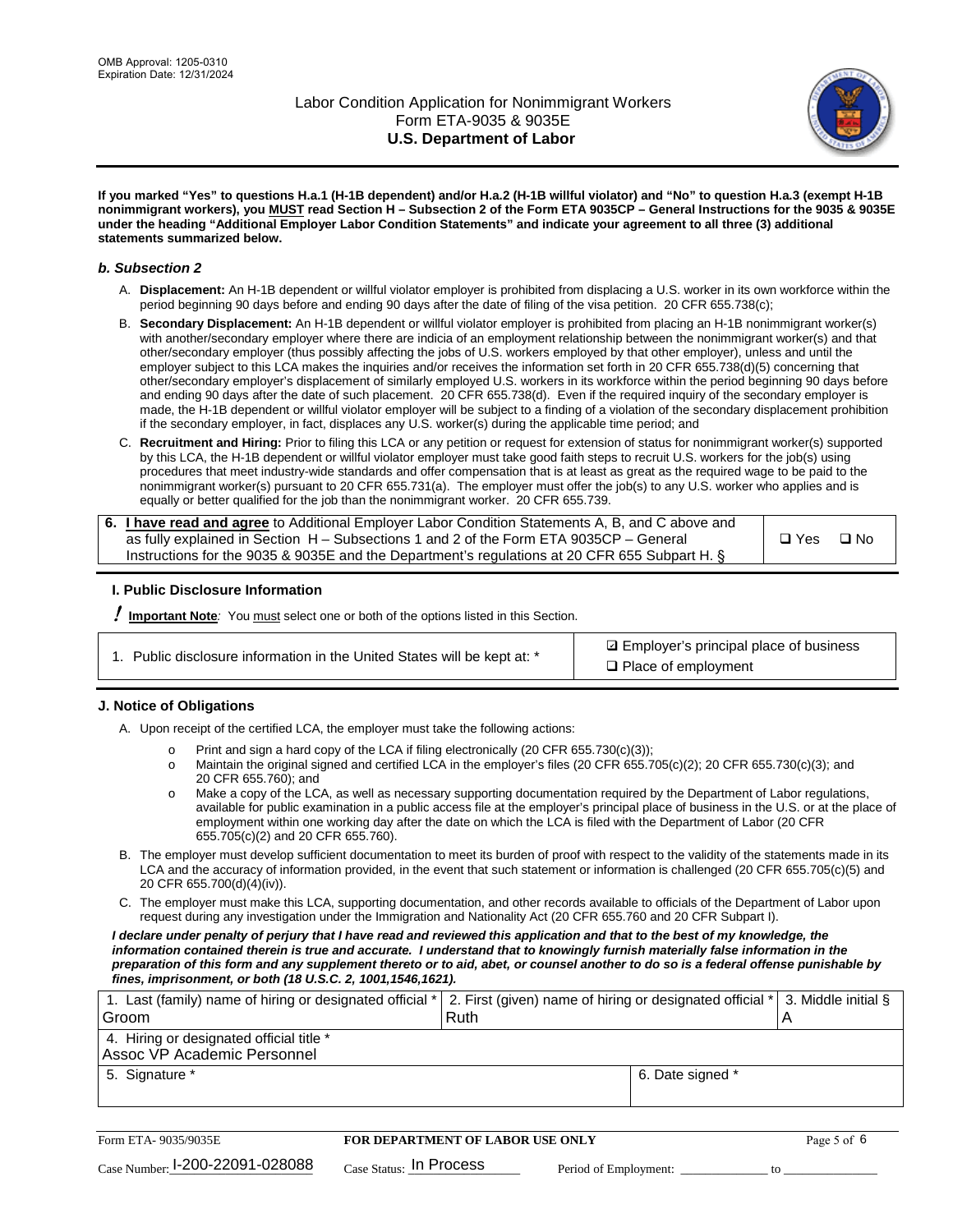OMB Approval: 1205-0310
Expiration Date: 12/31/2024

# Labor Condition Application for Nonimmigrant Workers
## Form ETA-9035 & 9035E
## U.S. Department of Labor

**If you marked "Yes" to questions H.a.1 (H-1B dependent) and/or H.a.2 (H-1B willful violator) and "No" to question H.a.3 (exempt H-1B nonimmigrant workers), you MUST read Section H – Subsection 2 of the Form ETA 9035CP – General Instructions for the 9035 & 9035E under the heading "Additional Employer Labor Condition Statements" and indicate your agreement to all three (3) additional statements summarized below.**

### *b. Subsection 2*

A. **Displacement:** An H-1B dependent or willful violator employer is prohibited from displacing a U.S. worker in its own workforce within the period beginning 90 days before and ending 90 days after the date of filing of the visa petition. 20 CFR 655.738(c);

B. **Secondary Displacement:** An H-1B dependent or willful violator employer is prohibited from placing an H-1B nonimmigrant worker(s) with another/secondary employer where there are indicia of an employment relationship between the nonimmigrant worker(s) and that other/secondary employer (thus possibly affecting the jobs of U.S. workers employed by that other employer), unless and until the employer subject to this LCA makes the inquiries and/or receives the information set forth in 20 CFR 655.738(d)(5) concerning that other/secondary employer's displacement of similarly employed U.S. workers in its workforce within the period beginning 90 days before and ending 90 days after the date of such placement. 20 CFR 655.738(d). Even if the required inquiry of the secondary employer is made, the H-1B dependent or willful violator employer will be subject to a finding of a violation of the secondary displacement prohibition if the secondary employer, in fact, displaces any U.S. worker(s) during the applicable time period; and

C. **Recruitment and Hiring:** Prior to filing this LCA or any petition or request for extension of status for nonimmigrant worker(s) supported by this LCA, the H-1B dependent or willful violator employer must take good faith steps to recruit U.S. workers for the job(s) using procedures that meet industry-wide standards and offer compensation that is at least as great as the required wage to be paid to the nonimmigrant worker(s) pursuant to 20 CFR 655.731(a). The employer must offer the job(s) to any U.S. worker who applies and is equally or better qualified for the job than the nonimmigrant worker. 20 CFR 655.739.

| 6. **I have read and agree** to Additional Employer Labor Condition Statements A, B, and C above and as fully explained in Section H – Subsections 1 and 2 of the Form ETA 9035CP – General Instructions for the 9035 & 9035E and the Department's regulations at 20 CFR 655 Subpart H. § | ❑ Yes ❑ No |
|---|---|

### I. Public Disclosure Information

**! Important Note***:* You must select one or both of the options listed in this Section.

| 1. Public disclosure information in the United States will be kept at: * | ☑ Employer's principal place of business<br>❑ Place of employment |
|---|---|

### J. Notice of Obligations

A. Upon receipt of the certified LCA, the employer must take the following actions:

- Print and sign a hard copy of the LCA if filing electronically (20 CFR 655.730(c)(3));
- Maintain the original signed and certified LCA in the employer's files (20 CFR 655.705(c)(2); 20 CFR 655.730(c)(3); and 20 CFR 655.760); and
- Make a copy of the LCA, as well as necessary supporting documentation required by the Department of Labor regulations, available for public examination in a public access file at the employer's principal place of business in the U.S. or at the place of employment within one working day after the date on which the LCA is filed with the Department of Labor (20 CFR 655.705(c)(2) and 20 CFR 655.760).

B. The employer must develop sufficient documentation to meet its burden of proof with respect to the validity of the statements made in its LCA and the accuracy of information provided, in the event that such statement or information is challenged (20 CFR 655.705(c)(5) and 20 CFR 655.700(d)(4)(iv)).

C. The employer must make this LCA, supporting documentation, and other records available to officials of the Department of Labor upon request during any investigation under the Immigration and Nationality Act (20 CFR 655.760 and 20 CFR Subpart I).

***I declare under penalty of perjury that I have read and reviewed this application and that to the best of my knowledge, the information contained therein is true and accurate. I understand that to knowingly furnish materially false information in the preparation of this form and any supplement thereto or to aid, abet, or counsel another to do so is a federal offense punishable by fines, imprisonment, or both (18 U.S.C. 2, 1001,1546,1621).***

| 1. Last (family) name of hiring or designated official * Groom | 2. First (given) name of hiring or designated official * Ruth | 3. Middle initial § A |
|---|---|---|
| 4. Hiring or designated official title * Assoc VP Academic Personnel | | |
| 5. Signature * | 6. Date signed * | |

Form ETA- 9035/9035E | **FOR DEPARTMENT OF LABOR USE ONLY**

Case Number: I-200-22091-028088 Case Status: In Process Period of Employment: _____________ to _____________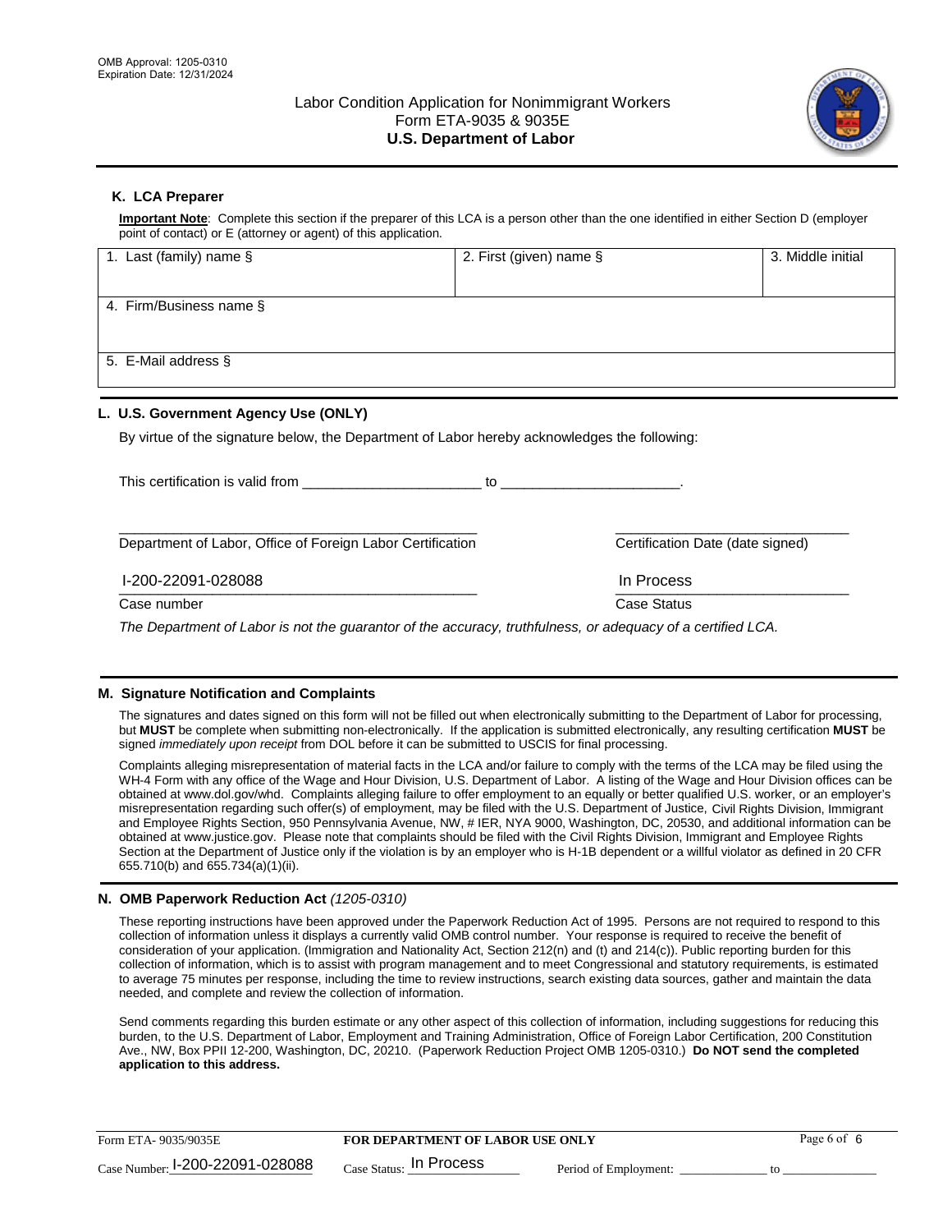OMB Approval: 1205-0310
Expiration Date: 12/31/2024

# Labor Condition Application for Nonimmigrant Workers
## Form ETA-9035 & 9035E
## U.S. Department of Labor

### K. LCA Preparer

**Important Note**: Complete this section if the preparer of this LCA is a person other than the one identified in either Section D (employer point of contact) or E (attorney or agent) of this application.

| 1. Last (family) name § | 2. First (given) name § | 3. Middle initial |
|---|---|---|
| 4. Firm/Business name § | | |
| 5. E-Mail address § | | |

### L. U.S. Government Agency Use (ONLY)

By virtue of the signature below, the Department of Labor hereby acknowledges the following:

This certification is valid from ______________________ to ______________________.

______________________________________________ ______________________________
Department of Labor, Office of Foreign Labor Certification    Certification Date (date signed)

I-200-22091-028088    In Process
Case number    Case Status

*The Department of Labor is not the guarantor of the accuracy, truthfulness, or adequacy of a certified LCA.*

### M. Signature Notification and Complaints

The signatures and dates signed on this form will not be filled out when electronically submitting to the Department of Labor for processing, but **MUST** be complete when submitting non-electronically. If the application is submitted electronically, any resulting certification **MUST** be signed *immediately upon receipt* from DOL before it can be submitted to USCIS for final processing.

Complaints alleging misrepresentation of material facts in the LCA and/or failure to comply with the terms of the LCA may be filed using the WH-4 Form with any office of the Wage and Hour Division, U.S. Department of Labor. A listing of the Wage and Hour Division offices can be obtained at www.dol.gov/whd. Complaints alleging failure to offer employment to an equally or better qualified U.S. worker, or an employer's misrepresentation regarding such offer(s) of employment, may be filed with the U.S. Department of Justice, Civil Rights Division, Immigrant and Employee Rights Section, 950 Pennsylvania Avenue, NW, # IER, NYA 9000, Washington, DC, 20530, and additional information can be obtained at www.justice.gov. Please note that complaints should be filed with the Civil Rights Division, Immigrant and Employee Rights Section at the Department of Justice only if the violation is by an employer who is H-1B dependent or a willful violator as defined in 20 CFR 655.710(b) and 655.734(a)(1)(ii).

### N. OMB Paperwork Reduction Act *(1205-0310)*

These reporting instructions have been approved under the Paperwork Reduction Act of 1995. Persons are not required to respond to this collection of information unless it displays a currently valid OMB control number. Your response is required to receive the benefit of consideration of your application. (Immigration and Nationality Act, Section 212(n) and (t) and 214(c)). Public reporting burden for this collection of information, which is to assist with program management and to meet Congressional and statutory requirements, is estimated to average 75 minutes per response, including the time to review instructions, search existing data sources, gather and maintain the data needed, and complete and review the collection of information.

Send comments regarding this burden estimate or any other aspect of this collection of information, including suggestions for reducing this burden, to the U.S. Department of Labor, Employment and Training Administration, Office of Foreign Labor Certification, 200 Constitution Ave., NW, Box PPII 12-200, Washington, DC, 20210. (Paperwork Reduction Project OMB 1205-0310.) **Do NOT send the completed application to this address.**

Form ETA- 9035/9035E    **FOR DEPARTMENT OF LABOR USE ONLY**

Case Number: I-200-22091-028088    Case Status: In Process    Period of Employment: ____________ to ____________